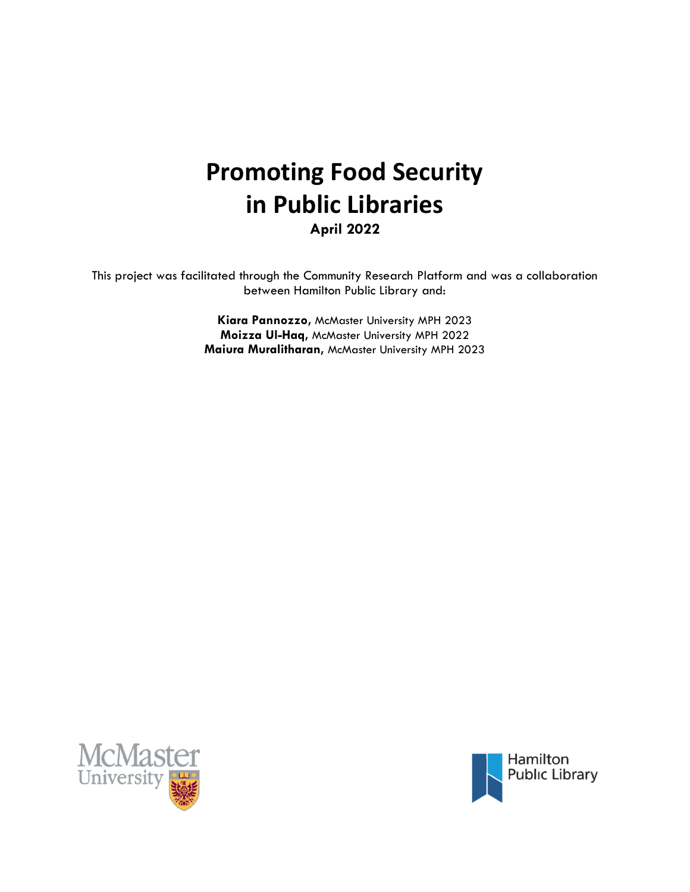# Promoting Food Security in Public Libraries

**April 2022**

This project was facilitated through the Community Research Platform and was a collaboration between Hamilton Public Library and:

**Kiara Pannozzo,** McMaster University MPH 2023
**Moizza Ul-Haq,** McMaster University MPH 2022
**Maiura Muralitharan,** McMaster University MPH 2023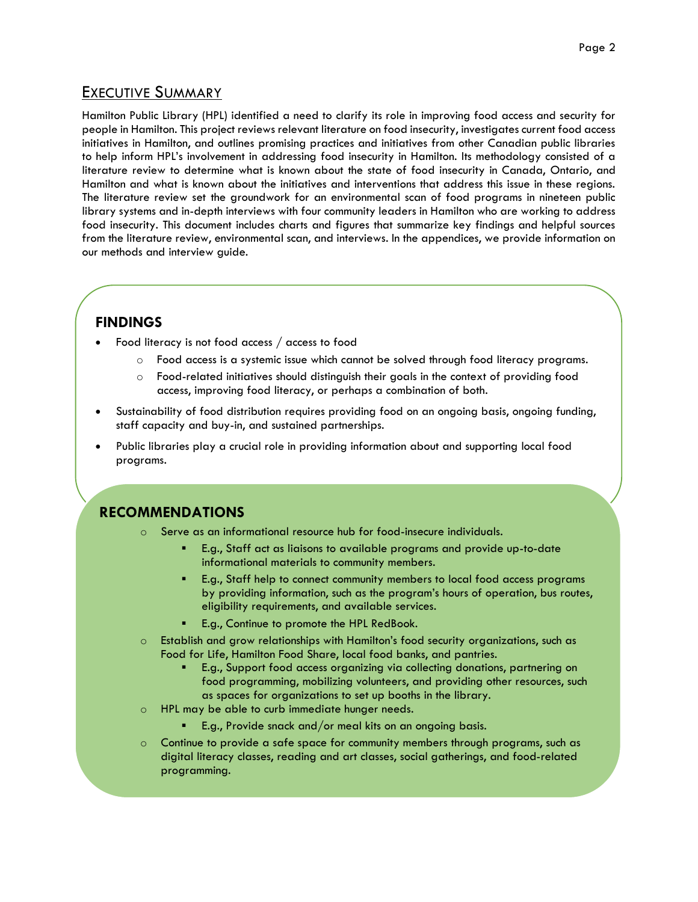## Executive Summary

Hamilton Public Library (HPL) identified a need to clarify its role in improving food access and security for people in Hamilton. This project reviews relevant literature on food insecurity, investigates current food access initiatives in Hamilton, and outlines promising practices and initiatives from other Canadian public libraries to help inform HPL's involvement in addressing food insecurity in Hamilton. Its methodology consisted of a literature review to determine what is known about the state of food insecurity in Canada, Ontario, and Hamilton and what is known about the initiatives and interventions that address this issue in these regions. The literature review set the groundwork for an environmental scan of food programs in nineteen public library systems and in-depth interviews with four community leaders in Hamilton who are working to address food insecurity. This document includes charts and figures that summarize key findings and helpful sources from the literature review, environmental scan, and interviews. In the appendices, we provide information on our methods and interview guide.

### FINDINGS

- Food literacy is not food access / access to food
  - Food access is a systemic issue which cannot be solved through food literacy programs.
  - Food-related initiatives should distinguish their goals in the context of providing food access, improving food literacy, or perhaps a combination of both.
- Sustainability of food distribution requires providing food on an ongoing basis, ongoing funding, staff capacity and buy-in, and sustained partnerships.
- Public libraries play a crucial role in providing information about and supporting local food programs.

### RECOMMENDATIONS

- Serve as an informational resource hub for food-insecure individuals.
  - E.g., Staff act as liaisons to available programs and provide up-to-date informational materials to community members.
  - E.g., Staff help to connect community members to local food access programs by providing information, such as the program's hours of operation, bus routes, eligibility requirements, and available services.
  - E.g., Continue to promote the HPL RedBook.
- Establish and grow relationships with Hamilton's food security organizations, such as Food for Life, Hamilton Food Share, local food banks, and pantries.
  - E.g., Support food access organizing via collecting donations, partnering on food programming, mobilizing volunteers, and providing other resources, such as spaces for organizations to set up booths in the library.
- HPL may be able to curb immediate hunger needs.
  - E.g., Provide snack and/or meal kits on an ongoing basis.
- Continue to provide a safe space for community members through programs, such as digital literacy classes, reading and art classes, social gatherings, and food-related programming.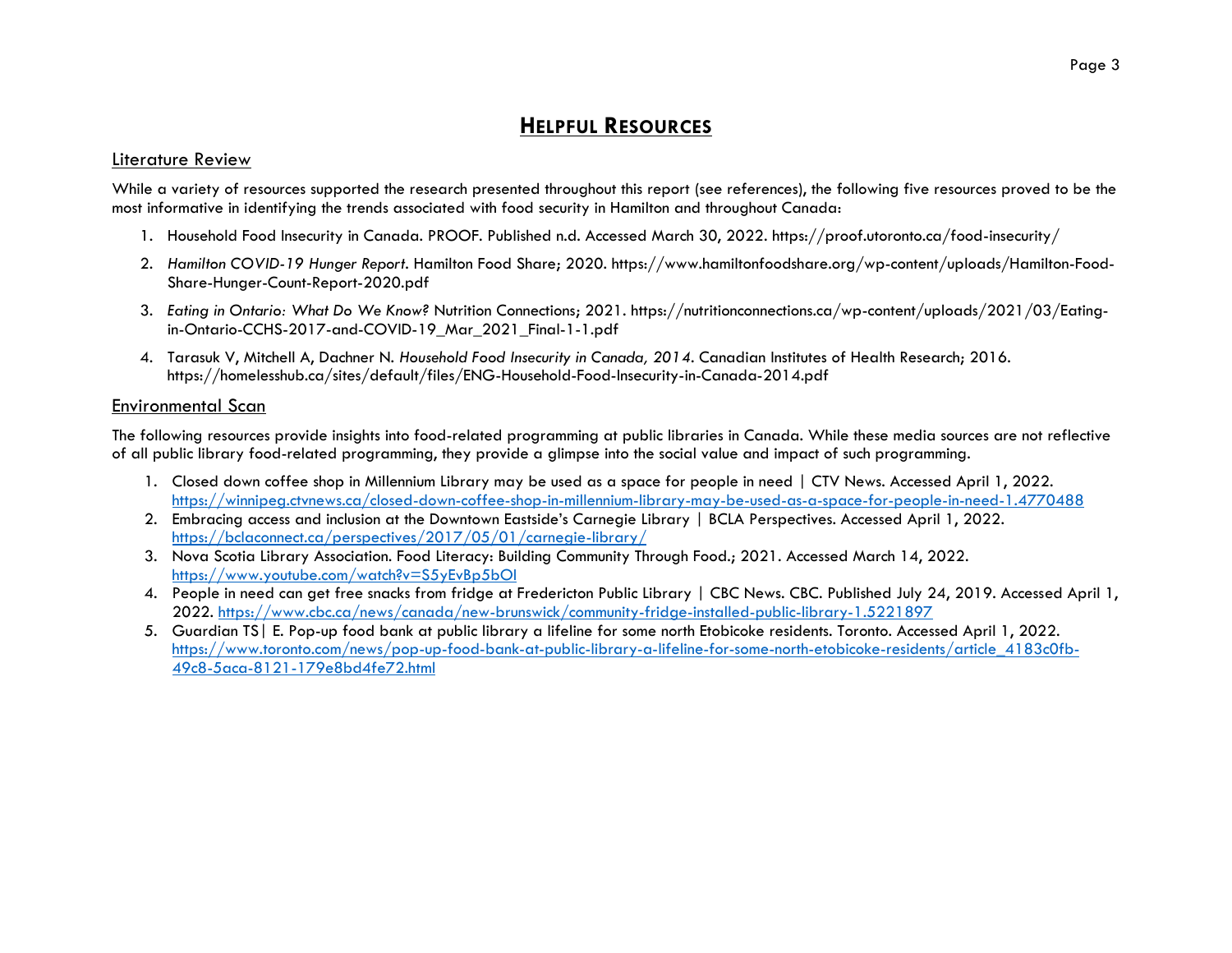# Helpful Resources

## Literature Review

While a variety of resources supported the research presented throughout this report (see references), the following five resources proved to be the most informative in identifying the trends associated with food security in Hamilton and throughout Canada:

1. Household Food Insecurity in Canada. PROOF. Published n.d. Accessed March 30, 2022. https://proof.utoronto.ca/food-insecurity/
2. *Hamilton COVID-19 Hunger Report*. Hamilton Food Share; 2020. https://www.hamiltonfoodshare.org/wp-content/uploads/Hamilton-Food-Share-Hunger-Count-Report-2020.pdf
3. *Eating in Ontario: What Do We Know?* Nutrition Connections; 2021. https://nutritionconnections.ca/wp-content/uploads/2021/03/Eating-in-Ontario-CCHS-2017-and-COVID-19_Mar_2021_Final-1-1.pdf
4. Tarasuk V, Mitchell A, Dachner N. *Household Food Insecurity in Canada, 2014*. Canadian Institutes of Health Research; 2016. https://homelesshub.ca/sites/default/files/ENG-Household-Food-Insecurity-in-Canada-2014.pdf

## Environmental Scan

The following resources provide insights into food-related programming at public libraries in Canada. While these media sources are not reflective of all public library food-related programming, they provide a glimpse into the social value and impact of such programming.

1. Closed down coffee shop in Millennium Library may be used as a space for people in need | CTV News. Accessed April 1, 2022. https://winnipeg.ctvnews.ca/closed-down-coffee-shop-in-millennium-library-may-be-used-as-a-space-for-people-in-need-1.4770488
2. Embracing access and inclusion at the Downtown Eastside's Carnegie Library | BCLA Perspectives. Accessed April 1, 2022. https://bclaconnect.ca/perspectives/2017/05/01/carnegie-library/
3. Nova Scotia Library Association. Food Literacy: Building Community Through Food.; 2021. Accessed March 14, 2022. https://www.youtube.com/watch?v=S5yEvBp5bOI
4. People in need can get free snacks from fridge at Fredericton Public Library | CBC News. CBC. Published July 24, 2019. Accessed April 1, 2022. https://www.cbc.ca/news/canada/new-brunswick/community-fridge-installed-public-library-1.5221897
5. Guardian TS| E. Pop-up food bank at public library a lifeline for some north Etobicoke residents. Toronto. Accessed April 1, 2022. https://www.toronto.com/news/pop-up-food-bank-at-public-library-a-lifeline-for-some-north-etobicoke-residents/article_4183c0fb-49c8-5aca-8121-179e8bd4fe72.html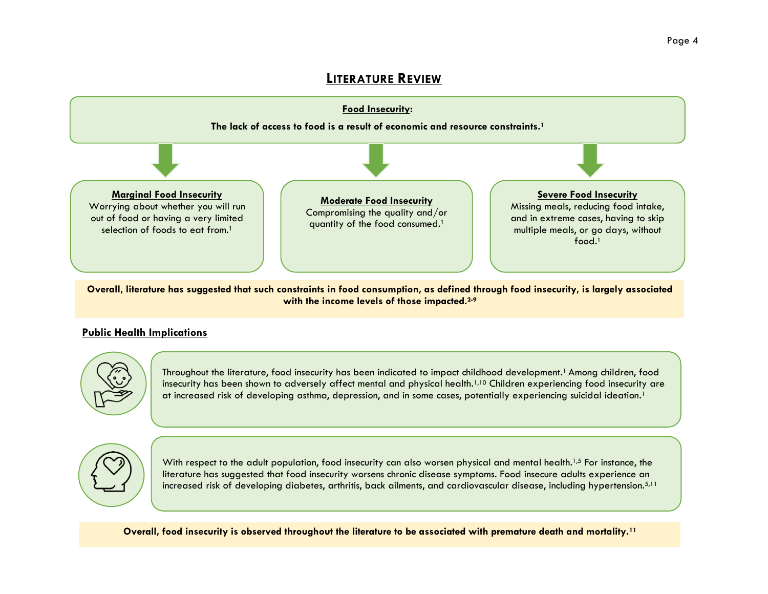# Literature Review

**Food Insecurity:**

**The lack of access to food is a result of economic and resource constraints.[1]**

**Marginal Food Insecurity**

Worrying about whether you will run out of food or having a very limited selection of foods to eat from.[1]

**Moderate Food Insecurity**

Compromising the quality and/or quantity of the food consumed.[1]

**Severe Food Insecurity**

Missing meals, reducing food intake, and in extreme cases, having to skip multiple meals, or go days, without food.[1]

**Overall, literature has suggested that such constraints in food consumption, as defined through food insecurity, is largely associated with the income levels of those impacted.[2-9]**

## Public Health Implications

Throughout the literature, food insecurity has been indicated to impact childhood development.[1] Among children, food insecurity has been shown to adversely affect mental and physical health.[1,10] Children experiencing food insecurity are at increased risk of developing asthma, depression, and in some cases, potentially experiencing suicidal ideation.[1]

With respect to the adult population, food insecurity can also worsen physical and mental health.[1,5] For instance, the literature has suggested that food insecurity worsens chronic disease symptoms. Food insecure adults experience an increased risk of developing diabetes, arthritis, back ailments, and cardiovascular disease, including hypertension.[5,11]

**Overall, food insecurity is observed throughout the literature to be associated with premature death and mortality.[11]**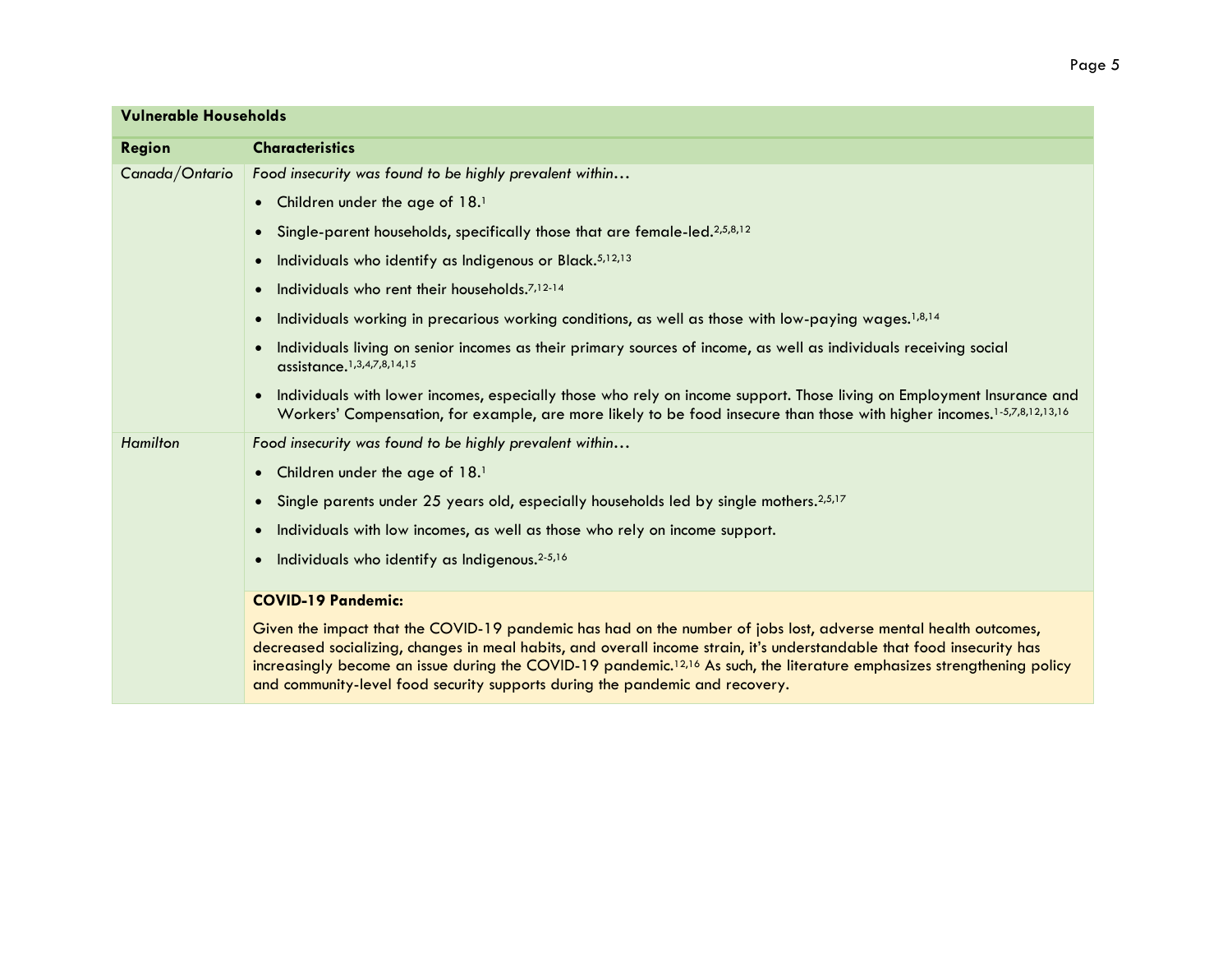| Vulnerable Households | |
|---|---|
| **Region** | **Characteristics** |
| *Canada/Ontario* | *Food insecurity was found to be highly prevalent within…*<br>• Children under the age of 18.[1]<br>• Single-parent households, specifically those that are female-led.[2,5,8,12]<br>• Individuals who identify as Indigenous or Black.[5,12,13]<br>• Individuals who rent their households.[7,12-14]<br>• Individuals working in precarious working conditions, as well as those with low-paying wages.[1,8,14]<br>• Individuals living on senior incomes as their primary sources of income, as well as individuals receiving social assistance.[1,3,4,7,8,14,15]<br>• Individuals with lower incomes, especially those who rely on income support. Those living on Employment Insurance and Workers' Compensation, for example, are more likely to be food insecure than those with higher incomes.[1-5,7,8,12,13,16] |
| *Hamilton* | *Food insecurity was found to be highly prevalent within…*<br>• Children under the age of 18.[1]<br>• Single parents under 25 years old, especially households led by single mothers.[2,5,17]<br>• Individuals with low incomes, as well as those who rely on income support.<br>• Individuals who identify as Indigenous.[2-5,16] |
| | **COVID-19 Pandemic:**<br>Given the impact that the COVID-19 pandemic has had on the number of jobs lost, adverse mental health outcomes, decreased socializing, changes in meal habits, and overall income strain, it's understandable that food insecurity has increasingly become an issue during the COVID-19 pandemic.[12,16] As such, the literature emphasizes strengthening policy and community-level food security supports during the pandemic and recovery. |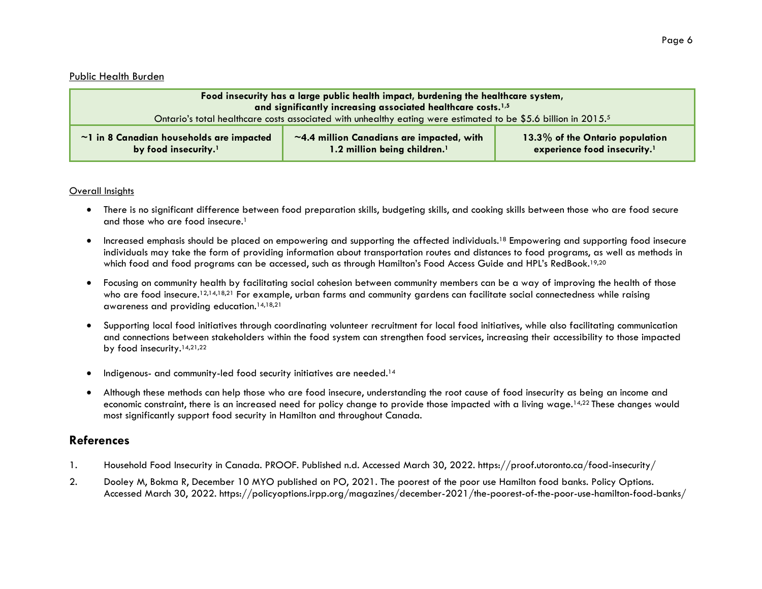Public Health Burden

| Food insecurity has a large public health impact, burdening the healthcare system, and significantly increasing associated healthcare costs.[1,5] Ontario's total healthcare costs associated with unhealthy eating were estimated to be $5.6 billion in 2015.[5] | | |
|---|---|---|
| **~1 in 8 Canadian households are impacted by food insecurity.[1]** | **~4.4 million Canadians are impacted, with 1.2 million being children.[1]** | **13.3% of the Ontario population experience food insecurity.[1]** |

Overall Insights

- There is no significant difference between food preparation skills, budgeting skills, and cooking skills between those who are food secure and those who are food insecure.[1]
- Increased emphasis should be placed on empowering and supporting the affected individuals.[18] Empowering and supporting food insecure individuals may take the form of providing information about transportation routes and distances to food programs, as well as methods in which food and food programs can be accessed, such as through Hamilton's Food Access Guide and HPL's RedBook.[19,20]
- Focusing on community health by facilitating social cohesion between community members can be a way of improving the health of those who are food insecure.[12,14,18,21] For example, urban farms and community gardens can facilitate social connectedness while raising awareness and providing education.[14,18,21]
- Supporting local food initiatives through coordinating volunteer recruitment for local food initiatives, while also facilitating communication and connections between stakeholders within the food system can strengthen food services, increasing their accessibility to those impacted by food insecurity.[14,21,22]
- Indigenous- and community-led food security initiatives are needed.[14]
- Although these methods can help those who are food insecure, understanding the root cause of food insecurity as being an income and economic constraint, there is an increased need for policy change to provide those impacted with a living wage.[14,22] These changes would most significantly support food security in Hamilton and throughout Canada.

## References

1. Household Food Insecurity in Canada. PROOF. Published n.d. Accessed March 30, 2022. https://proof.utoronto.ca/food-insecurity/
2. Dooley M, Bokma R, December 10 MYO published on PO, 2021. The poorest of the poor use Hamilton food banks. Policy Options. Accessed March 30, 2022. https://policyoptions.irpp.org/magazines/december-2021/the-poorest-of-the-poor-use-hamilton-food-banks/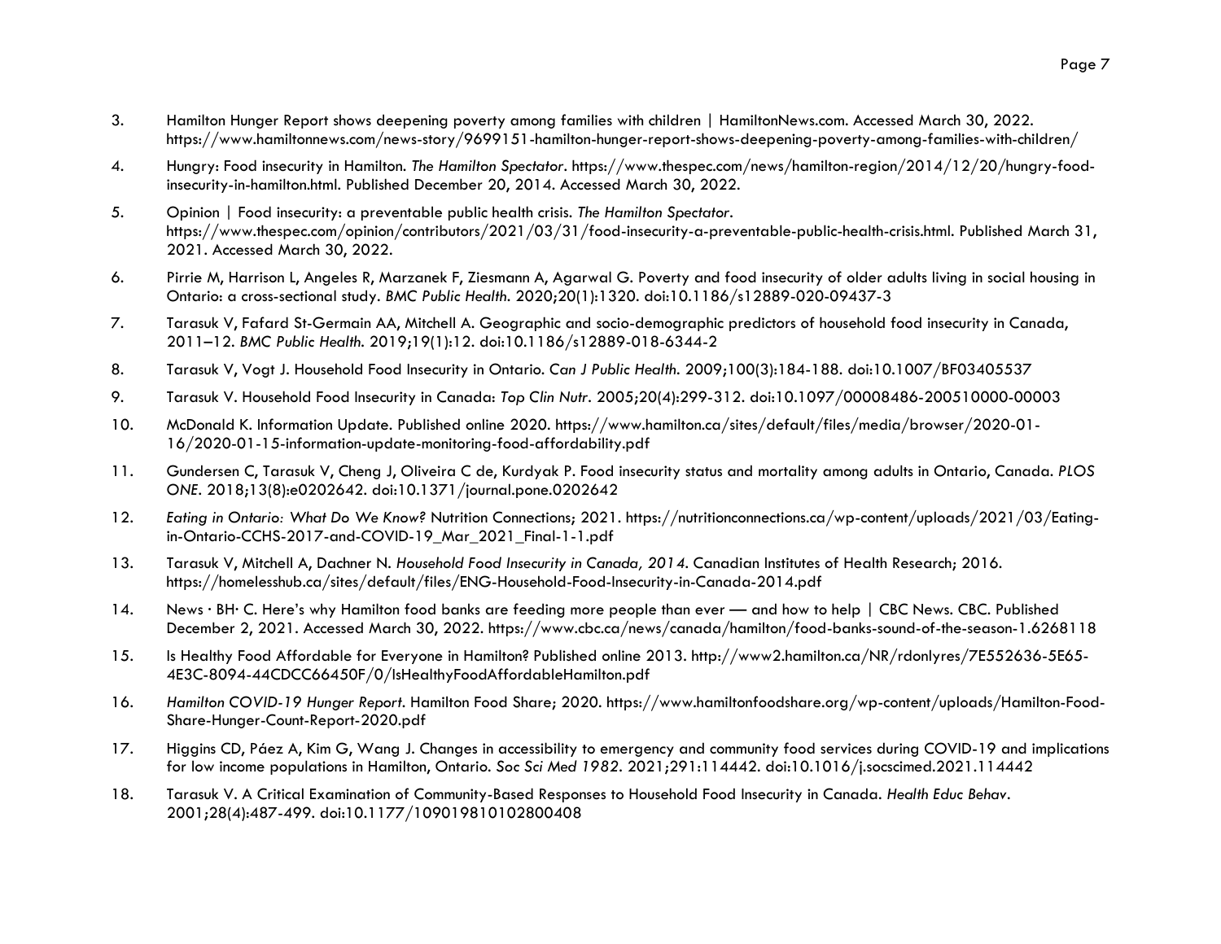3. Hamilton Hunger Report shows deepening poverty among families with children | HamiltonNews.com. Accessed March 30, 2022. https://www.hamiltonnews.com/news-story/9699151-hamilton-hunger-report-shows-deepening-poverty-among-families-with-children/

4. Hungry: Food insecurity in Hamilton. *The Hamilton Spectator*. https://www.thespec.com/news/hamilton-region/2014/12/20/hungry-food-insecurity-in-hamilton.html. Published December 20, 2014. Accessed March 30, 2022.

5. Opinion | Food insecurity: a preventable public health crisis. *The Hamilton Spectator*. https://www.thespec.com/opinion/contributors/2021/03/31/food-insecurity-a-preventable-public-health-crisis.html. Published March 31, 2021. Accessed March 30, 2022.

6. Pirrie M, Harrison L, Angeles R, Marzanek F, Ziesmann A, Agarwal G. Poverty and food insecurity of older adults living in social housing in Ontario: a cross-sectional study. *BMC Public Health*. 2020;20(1):1320. doi:10.1186/s12889-020-09437-3

7. Tarasuk V, Fafard St-Germain AA, Mitchell A. Geographic and socio-demographic predictors of household food insecurity in Canada, 2011–12. *BMC Public Health*. 2019;19(1):12. doi:10.1186/s12889-018-6344-2

8. Tarasuk V, Vogt J. Household Food Insecurity in Ontario. *Can J Public Health*. 2009;100(3):184-188. doi:10.1007/BF03405537

9. Tarasuk V. Household Food Insecurity in Canada: *Top Clin Nutr*. 2005;20(4):299-312. doi:10.1097/00008486-200510000-00003

10. McDonald K. Information Update. Published online 2020. https://www.hamilton.ca/sites/default/files/media/browser/2020-01-16/2020-01-15-information-update-monitoring-food-affordability.pdf

11. Gundersen C, Tarasuk V, Cheng J, Oliveira C de, Kurdyak P. Food insecurity status and mortality among adults in Ontario, Canada. *PLOS ONE*. 2018;13(8):e0202642. doi:10.1371/journal.pone.0202642

12. *Eating in Ontario: What Do We Know?* Nutrition Connections; 2021. https://nutritionconnections.ca/wp-content/uploads/2021/03/Eating-in-Ontario-CCHS-2017-and-COVID-19_Mar_2021_Final-1-1.pdf

13. Tarasuk V, Mitchell A, Dachner N. *Household Food Insecurity in Canada, 2014*. Canadian Institutes of Health Research; 2016. https://homelesshub.ca/sites/default/files/ENG-Household-Food-Insecurity-in-Canada-2014.pdf

14. News · BH· C. Here's why Hamilton food banks are feeding more people than ever — and how to help | CBC News. CBC. Published December 2, 2021. Accessed March 30, 2022. https://www.cbc.ca/news/canada/hamilton/food-banks-sound-of-the-season-1.6268118

15. Is Healthy Food Affordable for Everyone in Hamilton? Published online 2013. http://www2.hamilton.ca/NR/rdonlyres/7E552636-5E65-4E3C-8094-44CDCC66450F/0/IsHealthyFoodAffordableHamilton.pdf

16. *Hamilton COVID-19 Hunger Report*. Hamilton Food Share; 2020. https://www.hamiltonfoodshare.org/wp-content/uploads/Hamilton-Food-Share-Hunger-Count-Report-2020.pdf

17. Higgins CD, Páez A, Kim G, Wang J. Changes in accessibility to emergency and community food services during COVID-19 and implications for low income populations in Hamilton, Ontario. *Soc Sci Med 1982*. 2021;291:114442. doi:10.1016/j.socscimed.2021.114442

18. Tarasuk V. A Critical Examination of Community-Based Responses to Household Food Insecurity in Canada. *Health Educ Behav*. 2001;28(4):487-499. doi:10.1177/109019810102800408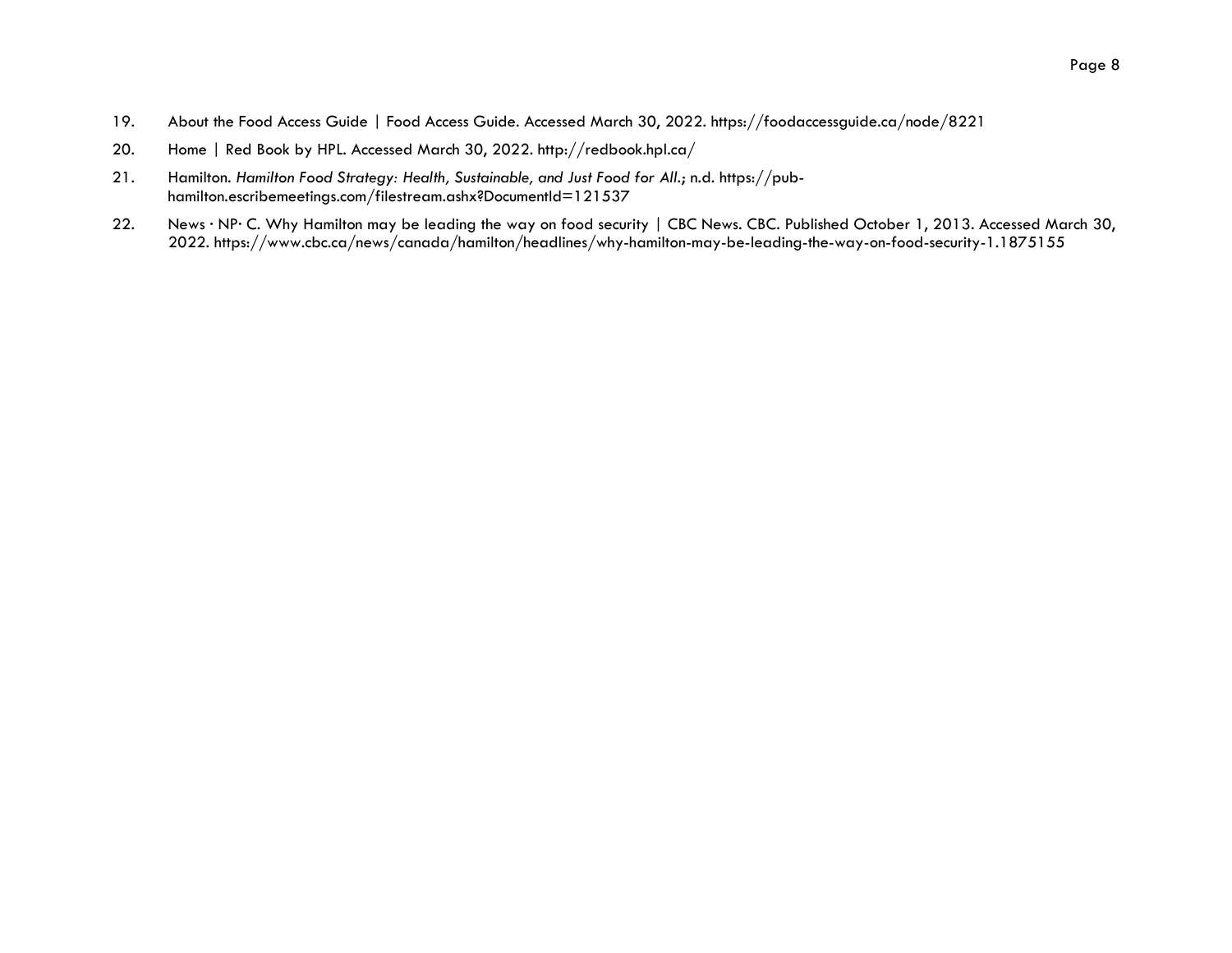19. About the Food Access Guide | Food Access Guide. Accessed March 30, 2022. https://foodaccessguide.ca/node/8221

20. Home | Red Book by HPL. Accessed March 30, 2022. http://redbook.hpl.ca/

21. Hamilton. *Hamilton Food Strategy: Health, Sustainable, and Just Food for All.*; n.d. https://pub-hamilton.escribemeetings.com/filestream.ashx?DocumentId=121537

22. News · NP· C. Why Hamilton may be leading the way on food security | CBC News. CBC. Published October 1, 2013. Accessed March 30, 2022. https://www.cbc.ca/news/canada/hamilton/headlines/why-hamilton-may-be-leading-the-way-on-food-security-1.1875155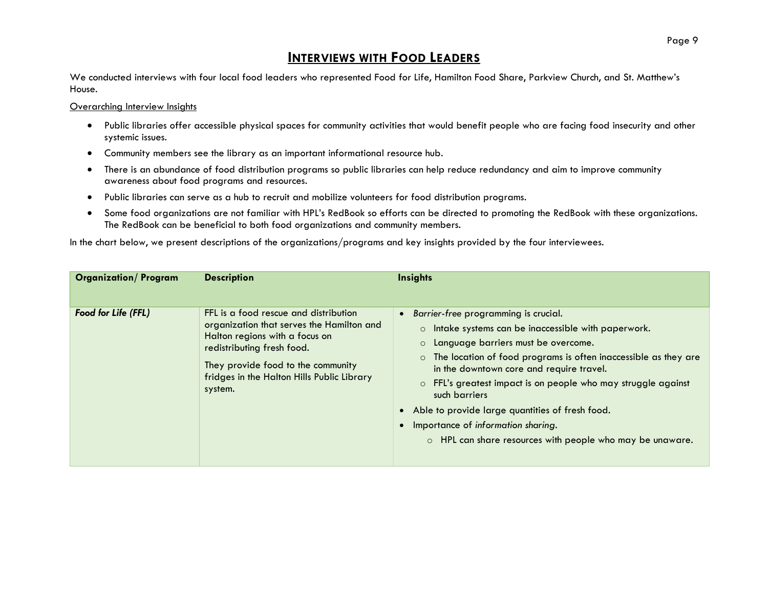# INTERVIEWS WITH FOOD LEADERS

We conducted interviews with four local food leaders who represented Food for Life, Hamilton Food Share, Parkview Church, and St. Matthew's House.

Overarching Interview Insights

- Public libraries offer accessible physical spaces for community activities that would benefit people who are facing food insecurity and other systemic issues.
- Community members see the library as an important informational resource hub.
- There is an abundance of food distribution programs so public libraries can help reduce redundancy and aim to improve community awareness about food programs and resources.
- Public libraries can serve as a hub to recruit and mobilize volunteers for food distribution programs.
- Some food organizations are not familiar with HPL's RedBook so efforts can be directed to promoting the RedBook with these organizations. The RedBook can be beneficial to both food organizations and community members.

In the chart below, we present descriptions of the organizations/programs and key insights provided by the four interviewees.

| Organization/ Program | Description | Insights |
|---|---|---|
| ***Food for Life (FFL)*** | FFL is a food rescue and distribution organization that serves the Hamilton and Halton regions with a focus on redistributing fresh food.<br><br>They provide food to the community fridges in the Halton Hills Public Library system. | • *Barrier-free* programming is crucial.<br>&nbsp;&nbsp;○ Intake systems can be inaccessible with paperwork.<br>&nbsp;&nbsp;○ Language barriers must be overcome.<br>&nbsp;&nbsp;○ The location of food programs is often inaccessible as they are in the downtown core and require travel.<br>&nbsp;&nbsp;○ FFL's greatest impact is on people who may struggle against such barriers<br>• Able to provide large quantities of fresh food.<br>• Importance of *information sharing*.<br>&nbsp;&nbsp;○ HPL can share resources with people who may be unaware. |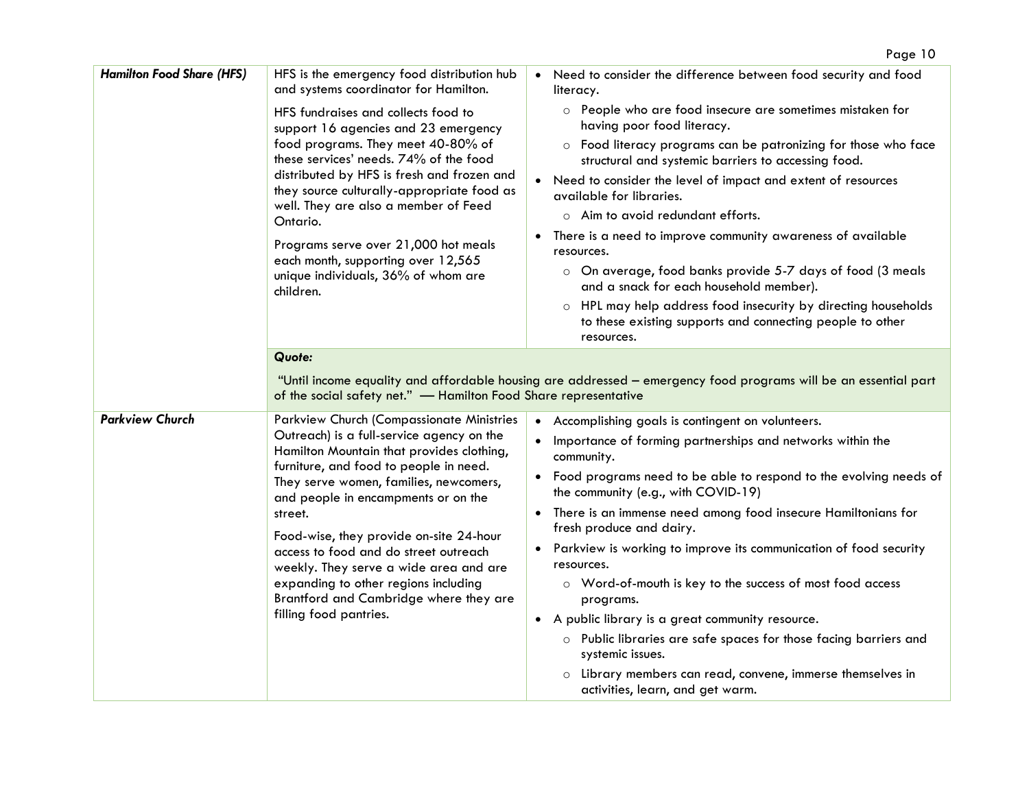| | | |
|---|---|---|
| ***Hamilton Food Share (HFS)*** | HFS is the emergency food distribution hub and systems coordinator for Hamilton.<br><br>HFS fundraises and collects food to support 16 agencies and 23 emergency food programs. They meet 40-80% of these services' needs. 74% of the food distributed by HFS is fresh and frozen and they source culturally-appropriate food as well. They are also a member of Feed Ontario.<br><br>Programs serve over 21,000 hot meals each month, supporting over 12,565 unique individuals, 36% of whom are children. | • Need to consider the difference between food security and food literacy.<br>&nbsp;&nbsp;&nbsp;&nbsp;○ People who are food insecure are sometimes mistaken for having poor food literacy.<br>&nbsp;&nbsp;&nbsp;&nbsp;○ Food literacy programs can be patronizing for those who face structural and systemic barriers to accessing food.<br>• Need to consider the level of impact and extent of resources available for libraries.<br>&nbsp;&nbsp;&nbsp;&nbsp;○ Aim to avoid redundant efforts.<br>• There is a need to improve community awareness of available resources.<br>&nbsp;&nbsp;&nbsp;&nbsp;○ On average, food banks provide 5-7 days of food (3 meals and a snack for each household member).<br>&nbsp;&nbsp;&nbsp;&nbsp;○ HPL may help address food insecurity by directing households to these existing supports and connecting people to other resources. |
| | ***Quote:***<br><br>"Until income equality and affordable housing are addressed – emergency food programs will be an essential part of the social safety net." — Hamilton Food Share representative | |
| ***Parkview Church*** | Parkview Church (Compassionate Ministries Outreach) is a full-service agency on the Hamilton Mountain that provides clothing, furniture, and food to people in need. They serve women, families, newcomers, and people in encampments or on the street.<br><br>Food-wise, they provide on-site 24-hour access to food and do street outreach weekly. They serve a wide area and are expanding to other regions including Brantford and Cambridge where they are filling food pantries. | • Accomplishing goals is contingent on volunteers.<br>• Importance of forming partnerships and networks within the community.<br>• Food programs need to be able to respond to the evolving needs of the community (e.g., with COVID-19)<br>• There is an immense need among food insecure Hamiltonians for fresh produce and dairy.<br>• Parkview is working to improve its communication of food security resources.<br>&nbsp;&nbsp;&nbsp;&nbsp;○ Word-of-mouth is key to the success of most food access programs.<br>• A public library is a great community resource.<br>&nbsp;&nbsp;&nbsp;&nbsp;○ Public libraries are safe spaces for those facing barriers and systemic issues.<br>&nbsp;&nbsp;&nbsp;&nbsp;○ Library members can read, convene, immerse themselves in activities, learn, and get warm. |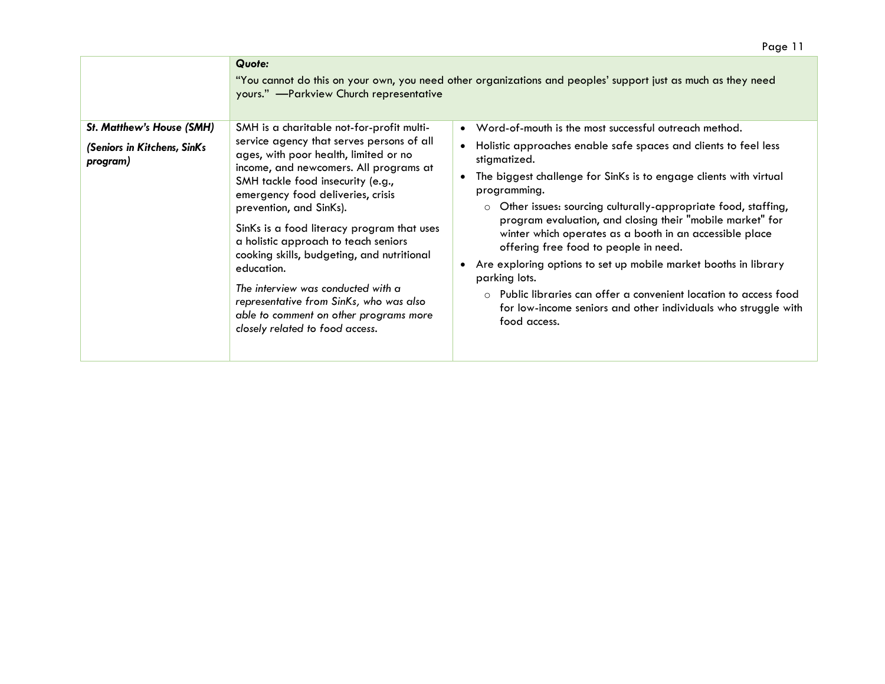| | | |
|---|---|---|
| | ***Quote:*** "You cannot do this on your own, you need other organizations and peoples' support just as much as they need yours." —Parkview Church representative | |
| ***St. Matthew's House (SMH)*** ***(Seniors in Kitchens, SinKs program)*** | SMH is a charitable not-for-profit multi-service agency that serves persons of all ages, with poor health, limited or no income, and newcomers. All programs at SMH tackle food insecurity (e.g., emergency food deliveries, crisis prevention, and SinKs). SinKs is a food literacy program that uses a holistic approach to teach seniors cooking skills, budgeting, and nutritional education. *The interview was conducted with a representative from SinKs, who was also able to comment on other programs more closely related to food access.* | • Word-of-mouth is the most successful outreach method. • Holistic approaches enable safe spaces and clients to feel less stigmatized. • The biggest challenge for SinKs is to engage clients with virtual programming. ○ Other issues: sourcing culturally-appropriate food, staffing, program evaluation, and closing their "mobile market" for winter which operates as a booth in an accessible place offering free food to people in need. • Are exploring options to set up mobile market booths in library parking lots. ○ Public libraries can offer a convenient location to access food for low-income seniors and other individuals who struggle with food access. |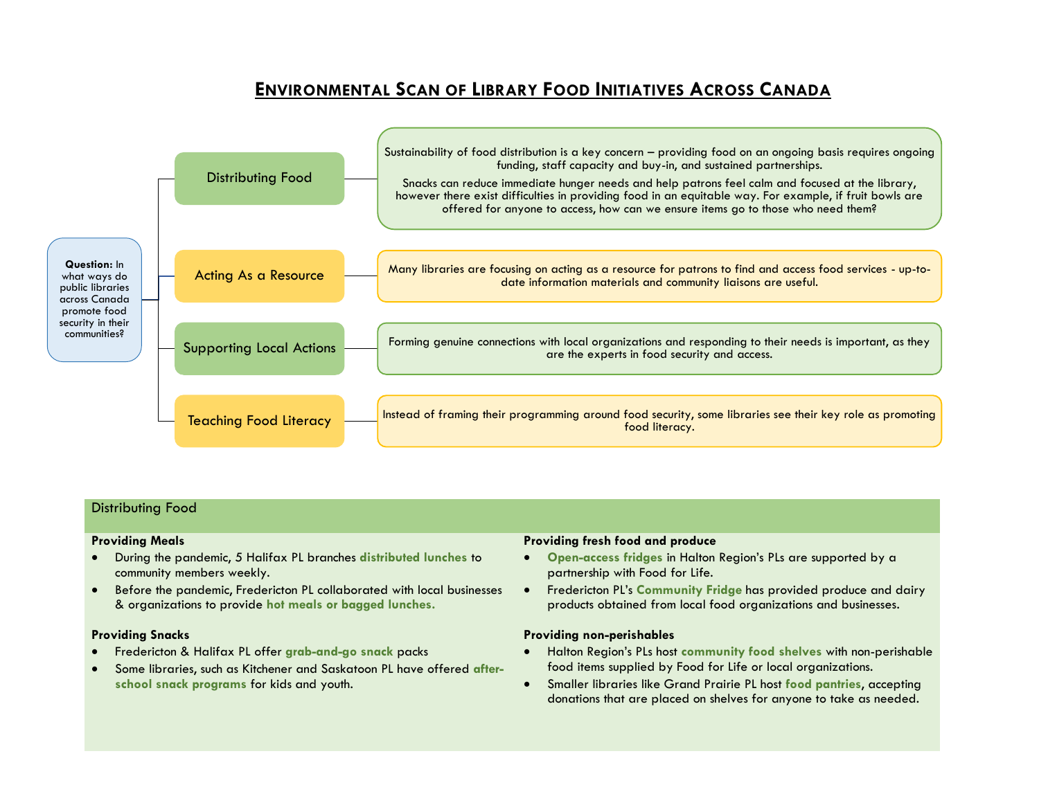# Environmental Scan of Library Food Initiatives Across Canada

**Question:** In what ways do public libraries across Canada promote food security in their communities?

**Distributing Food**

Sustainability of food distribution is a key concern – providing food on an ongoing basis requires ongoing funding, staff capacity and buy-in, and sustained partnerships.

Snacks can reduce immediate hunger needs and help patrons feel calm and focused at the library, however there exist difficulties in providing food in an equitable way. For example, if fruit bowls are offered for anyone to access, how can we ensure items go to those who need them?

**Acting As a Resource**

Many libraries are focusing on acting as a resource for patrons to find and access food services - up-to-date information materials and community liaisons are useful.

**Supporting Local Actions**

Forming genuine connections with local organizations and responding to their needs is important, as they are the experts in food security and access.

**Teaching Food Literacy**

Instead of framing their programming around food security, some libraries see their key role as promoting food literacy.

## Distributing Food

**Providing Meals**

- During the pandemic, 5 Halifax PL branches **distributed lunches** to community members weekly.
- Before the pandemic, Fredericton PL collaborated with local businesses & organizations to provide **hot meals or bagged lunches.**

**Providing Snacks**

- Fredericton & Halifax PL offer **grab-and-go snack** packs
- Some libraries, such as Kitchener and Saskatoon PL have offered **after-school snack programs** for kids and youth.

**Providing fresh food and produce**

- **Open-access fridges** in Halton Region's PLs are supported by a partnership with Food for Life.
- Fredericton PL's **Community Fridge** has provided produce and dairy products obtained from local food organizations and businesses.

**Providing non-perishables**

- Halton Region's PLs host **community food shelves** with non-perishable food items supplied by Food for Life or local organizations.
- Smaller libraries like Grand Prairie PL host **food pantries**, accepting donations that are placed on shelves for anyone to take as needed.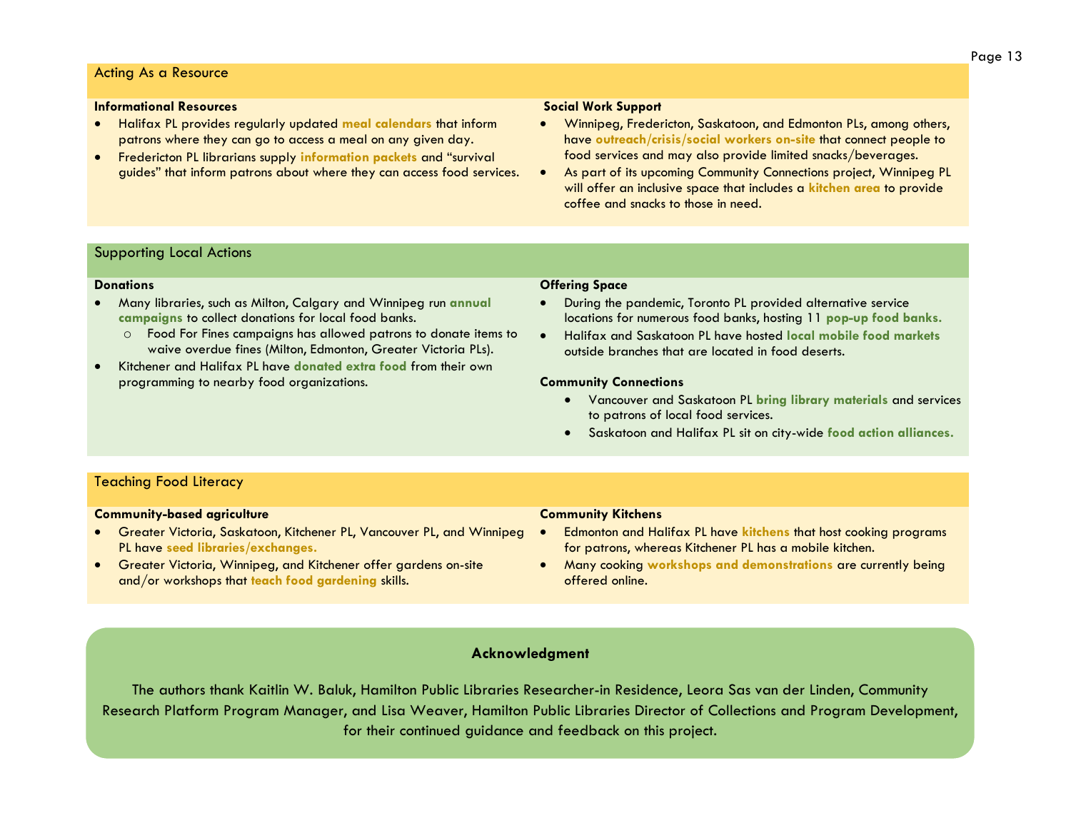## Acting As a Resource

**Informational Resources**

- Halifax PL provides regularly updated **meal calendars** that inform patrons where they can go to access a meal on any given day.
- Fredericton PL librarians supply **information packets** and "survival guides" that inform patrons about where they can access food services.

**Social Work Support**

- Winnipeg, Fredericton, Saskatoon, and Edmonton PLs, among others, have **outreach/crisis/social workers on-site** that connect people to food services and may also provide limited snacks/beverages.
- As part of its upcoming Community Connections project, Winnipeg PL will offer an inclusive space that includes a **kitchen area** to provide coffee and snacks to those in need.

## Supporting Local Actions

**Donations**

- Many libraries, such as Milton, Calgary and Winnipeg run **annual campaigns** to collect donations for local food banks.
  - Food For Fines campaigns has allowed patrons to donate items to waive overdue fines (Milton, Edmonton, Greater Victoria PLs).
- Kitchener and Halifax PL have **donated extra food** from their own programming to nearby food organizations.

**Offering Space**

- During the pandemic, Toronto PL provided alternative service locations for numerous food banks, hosting 11 **pop-up food banks.**
- Halifax and Saskatoon PL have hosted **local mobile food markets** outside branches that are located in food deserts.

**Community Connections**

- Vancouver and Saskatoon PL **bring library materials** and services to patrons of local food services.
- Saskatoon and Halifax PL sit on city-wide **food action alliances.**

## Teaching Food Literacy

**Community-based agriculture**

- Greater Victoria, Saskatoon, Kitchener PL, Vancouver PL, and Winnipeg PL have **seed libraries/exchanges.**
- Greater Victoria, Winnipeg, and Kitchener offer gardens on-site and/or workshops that **teach food gardening** skills.

**Community Kitchens**

- Edmonton and Halifax PL have **kitchens** that host cooking programs for patrons, whereas Kitchener PL has a mobile kitchen.
- Many cooking **workshops and demonstrations** are currently being offered online.

**Acknowledgment**

The authors thank Kaitlin W. Baluk, Hamilton Public Libraries Researcher-in Residence, Leora Sas van der Linden, Community Research Platform Program Manager, and Lisa Weaver, Hamilton Public Libraries Director of Collections and Program Development, for their continued guidance and feedback on this project.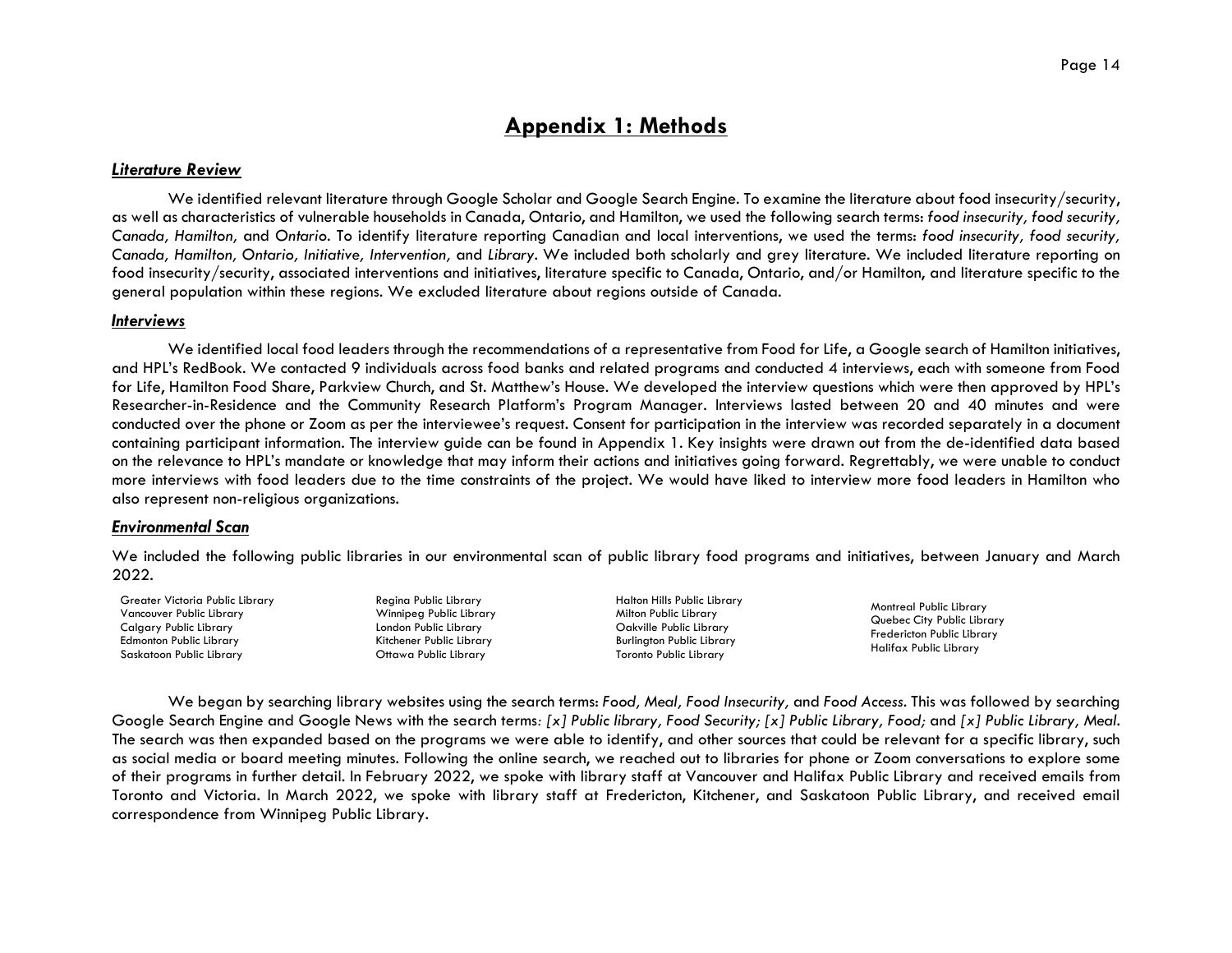# Appendix 1: Methods

## *Literature Review*

We identified relevant literature through Google Scholar and Google Search Engine. To examine the literature about food insecurity/security, as well as characteristics of vulnerable households in Canada, Ontario, and Hamilton, we used the following search terms: *food insecurity, food security, Canada, Hamilton,* and *Ontario*. To identify literature reporting Canadian and local interventions, we used the terms: *food insecurity, food security, Canada, Hamilton, Ontario, Initiative, Intervention,* and *Library*. We included both scholarly and grey literature. We included literature reporting on food insecurity/security, associated interventions and initiatives, literature specific to Canada, Ontario, and/or Hamilton, and literature specific to the general population within these regions. We excluded literature about regions outside of Canada.

## *Interviews*

We identified local food leaders through the recommendations of a representative from Food for Life, a Google search of Hamilton initiatives, and HPL's RedBook. We contacted 9 individuals across food banks and related programs and conducted 4 interviews, each with someone from Food for Life, Hamilton Food Share, Parkview Church, and St. Matthew's House. We developed the interview questions which were then approved by HPL's Researcher-in-Residence and the Community Research Platform's Program Manager. Interviews lasted between 20 and 40 minutes and were conducted over the phone or Zoom as per the interviewee's request. Consent for participation in the interview was recorded separately in a document containing participant information. The interview guide can be found in Appendix 1. Key insights were drawn out from the de-identified data based on the relevance to HPL's mandate or knowledge that may inform their actions and initiatives going forward. Regrettably, we were unable to conduct more interviews with food leaders due to the time constraints of the project. We would have liked to interview more food leaders in Hamilton who also represent non-religious organizations.

## *Environmental Scan*

We included the following public libraries in our environmental scan of public library food programs and initiatives, between January and March 2022.

- Greater Victoria Public Library
- Vancouver Public Library
- Calgary Public Library
- Edmonton Public Library
- Saskatoon Public Library
- Regina Public Library
- Winnipeg Public Library
- London Public Library
- Kitchener Public Library
- Ottawa Public Library
- Halton Hills Public Library
- Milton Public Library
- Oakville Public Library
- Burlington Public Library
- Toronto Public Library
- Montreal Public Library
- Quebec City Public Library
- Fredericton Public Library
- Halifax Public Library

We began by searching library websites using the search terms: *Food, Meal, Food Insecurity,* and *Food Access*. This was followed by searching Google Search Engine and Google News with the search terms: *[x] Public library, Food Security; [x] Public Library, Food;* and *[x] Public Library, Meal*. The search was then expanded based on the programs we were able to identify, and other sources that could be relevant for a specific library, such as social media or board meeting minutes. Following the online search, we reached out to libraries for phone or Zoom conversations to explore some of their programs in further detail. In February 2022, we spoke with library staff at Vancouver and Halifax Public Library and received emails from Toronto and Victoria. In March 2022, we spoke with library staff at Fredericton, Kitchener, and Saskatoon Public Library, and received email correspondence from Winnipeg Public Library.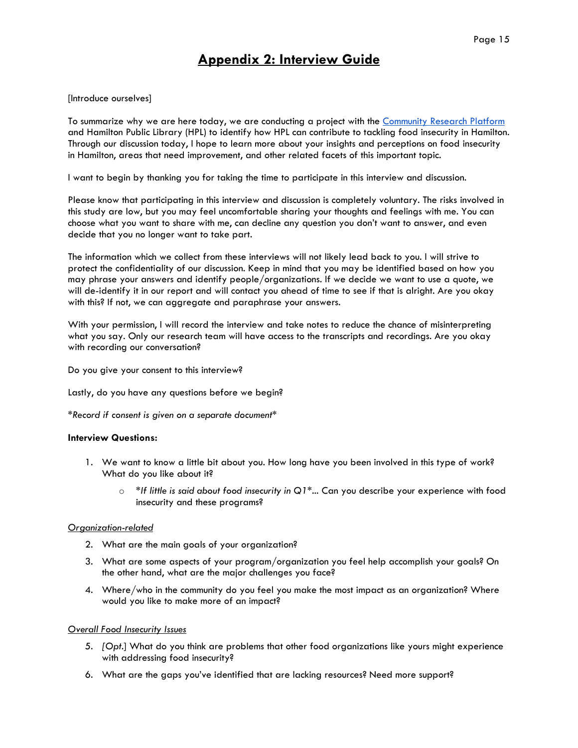# Appendix 2: Interview Guide

[Introduce ourselves]

To summarize why we are here today, we are conducting a project with the Community Research Platform and Hamilton Public Library (HPL) to identify how HPL can contribute to tackling food insecurity in Hamilton. Through our discussion today, I hope to learn more about your insights and perceptions on food insecurity in Hamilton, areas that need improvement, and other related facets of this important topic.

I want to begin by thanking you for taking the time to participate in this interview and discussion.

Please know that participating in this interview and discussion is completely voluntary. The risks involved in this study are low, but you may feel uncomfortable sharing your thoughts and feelings with me. You can choose what you want to share with me, can decline any question you don't want to answer, and even decide that you no longer want to take part.

The information which we collect from these interviews will not likely lead back to you. I will strive to protect the confidentiality of our discussion. Keep in mind that you may be identified based on how you may phrase your answers and identify people/organizations. If we decide we want to use a quote, we will de-identify it in our report and will contact you ahead of time to see if that is alright. Are you okay with this? If not, we can aggregate and paraphrase your answers.

With your permission, I will record the interview and take notes to reduce the chance of misinterpreting what you say. Only our research team will have access to the transcripts and recordings. Are you okay with recording our conversation?

Do you give your consent to this interview?

Lastly, do you have any questions before we begin?

*\*Record if consent is given on a separate document\**

**Interview Questions:**

1. We want to know a little bit about you. How long have you been involved in this type of work? What do you like about it?
   - *\*If little is said about food insecurity in Q1\**... Can you describe your experience with food insecurity and these programs?

*Organization-related*

2. What are the main goals of your organization?
3. What are some aspects of your program/organization you feel help accomplish your goals? On the other hand, what are the major challenges you face?
4. Where/who in the community do you feel you make the most impact as an organization? Where would you like to make more of an impact?

*Overall Food Insecurity Issues*

5. *[Opt.]* What do you think are problems that other food organizations like yours might experience with addressing food insecurity?
6. What are the gaps you've identified that are lacking resources? Need more support?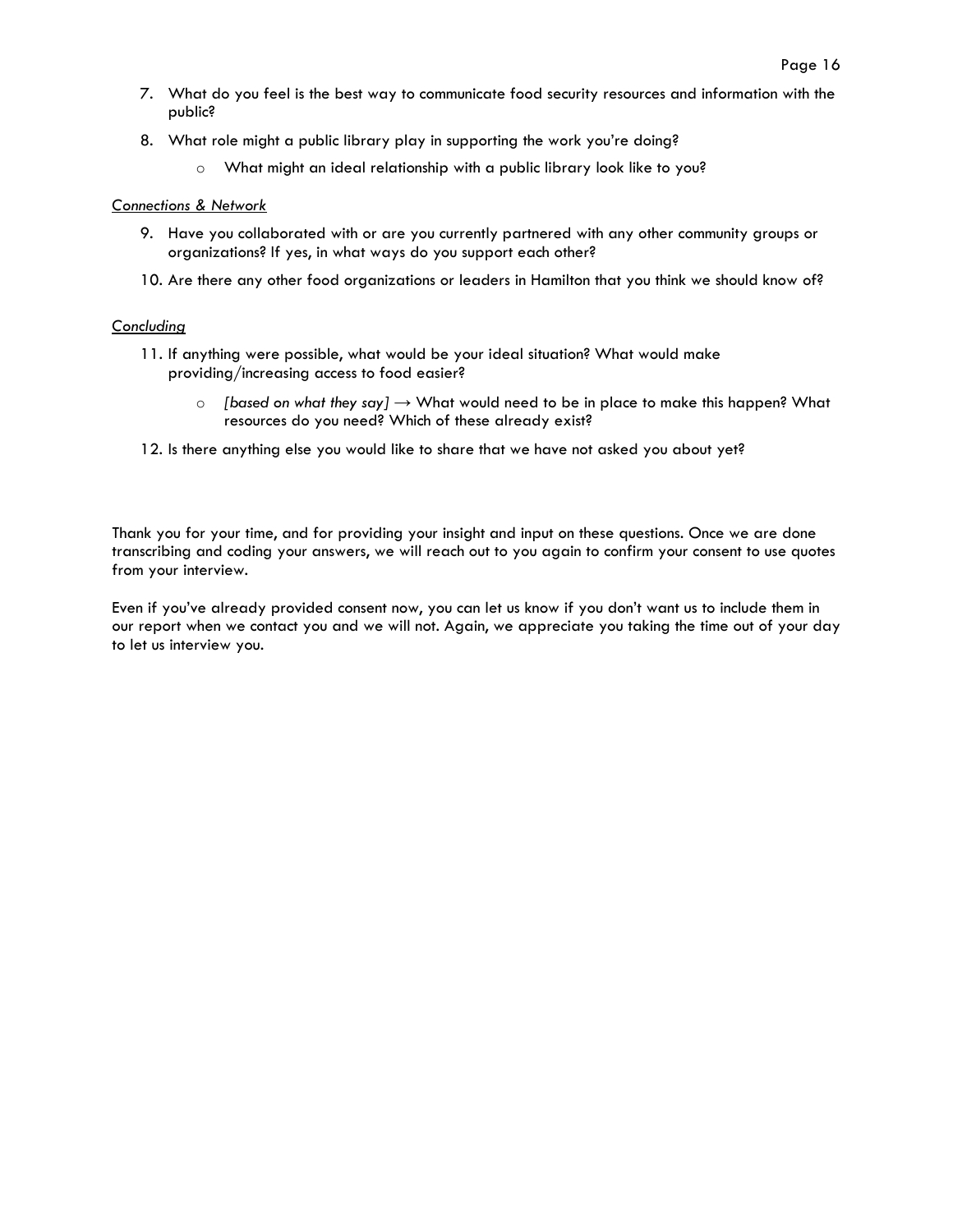7. What do you feel is the best way to communicate food security resources and information with the public?
8. What role might a public library play in supporting the work you're doing?
   - What might an ideal relationship with a public library look like to you?

*Connections & Network*

9. Have you collaborated with or are you currently partnered with any other community groups or organizations? If yes, in what ways do you support each other?
10. Are there any other food organizations or leaders in Hamilton that you think we should know of?

*Concluding*

11. If anything were possible, what would be your ideal situation? What would make providing/increasing access to food easier?
    - *[based on what they say]* → What would need to be in place to make this happen? What resources do you need? Which of these already exist?
12. Is there anything else you would like to share that we have not asked you about yet?

Thank you for your time, and for providing your insight and input on these questions. Once we are done transcribing and coding your answers, we will reach out to you again to confirm your consent to use quotes from your interview.

Even if you've already provided consent now, you can let us know if you don't want us to include them in our report when we contact you and we will not. Again, we appreciate you taking the time out of your day to let us interview you.